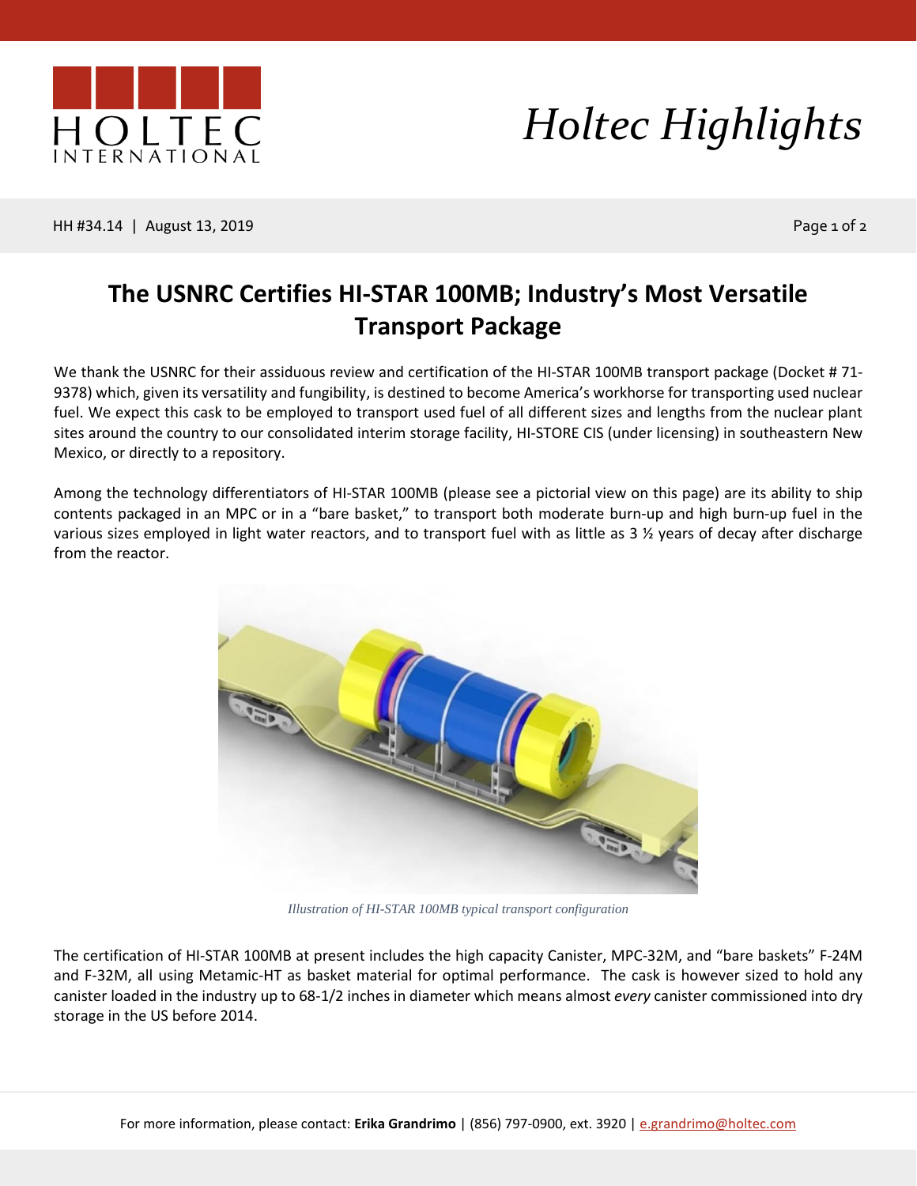# The USNRC Certifies HI-STAR 100MB; Industry's Most Versatile Transport Package

We thank the USNRC for their assiduous review and certification of the HI-STAR 100MB transport package (Docket # 71-9378) which, given its versatility and fungibility, is destined to become America's workhorse for transporting used nuclear fuel. We expect this cask to be employed to transport used fuel of all different sizes and lengths from the nuclear plant sites around the country to our consolidated interim storage facility, HI-STORE CIS (under licensing) in southeastern New Mexico, or directly to a repository.

Among the technology differentiators of HI-STAR 100MB (please see a pictorial view on this page) are its ability to ship contents packaged in an MPC or in a "bare basket," to transport both moderate burn-up and high burn-up fuel in the various sizes employed in light water reactors, and to transport fuel with as little as 3 ½ years of decay after discharge from the reactor.

*Illustration of HI-STAR 100MB typical transport configuration*

The certification of HI-STAR 100MB at present includes the high capacity Canister, MPC-32M, and "bare baskets" F-24M and F-32M, all using Metamic-HT as basket material for optimal performance. The cask is however sized to hold any canister loaded in the industry up to 68-1/2 inches in diameter which means almost *every* canister commissioned into dry storage in the US before 2014.

For more information, please contact: **Erika Grandrimo** | (856) 797-0900, ext. 3920 | e.grandrimo@holtec.com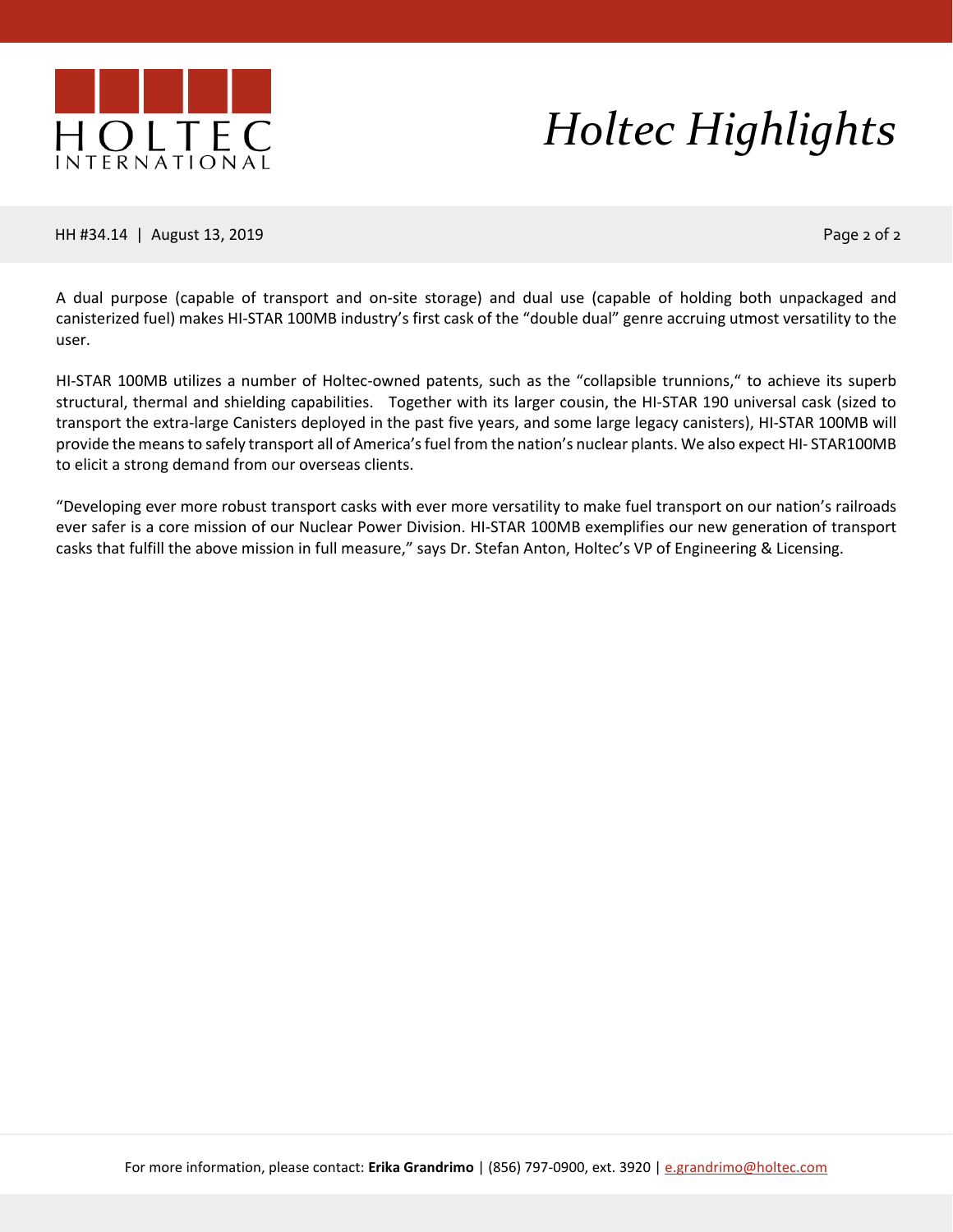A dual purpose (capable of transport and on-site storage) and dual use (capable of holding both unpackaged and canisterized fuel) makes HI-STAR 100MB industry's first cask of the "double dual" genre accruing utmost versatility to the user.

HI-STAR 100MB utilizes a number of Holtec-owned patents, such as the "collapsible trunnions," to achieve its superb structural, thermal and shielding capabilities. Together with its larger cousin, the HI-STAR 190 universal cask (sized to transport the extra-large Canisters deployed in the past five years, and some large legacy canisters), HI-STAR 100MB will provide the means to safely transport all of America's fuel from the nation's nuclear plants. We also expect HI- STAR100MB to elicit a strong demand from our overseas clients.

"Developing ever more robust transport casks with ever more versatility to make fuel transport on our nation's railroads ever safer is a core mission of our Nuclear Power Division. HI-STAR 100MB exemplifies our new generation of transport casks that fulfill the above mission in full measure," says Dr. Stefan Anton, Holtec's VP of Engineering & Licensing.

For more information, please contact: **Erika Grandrimo** | (856) 797-0900, ext. 3920 | e.grandrimo@holtec.com